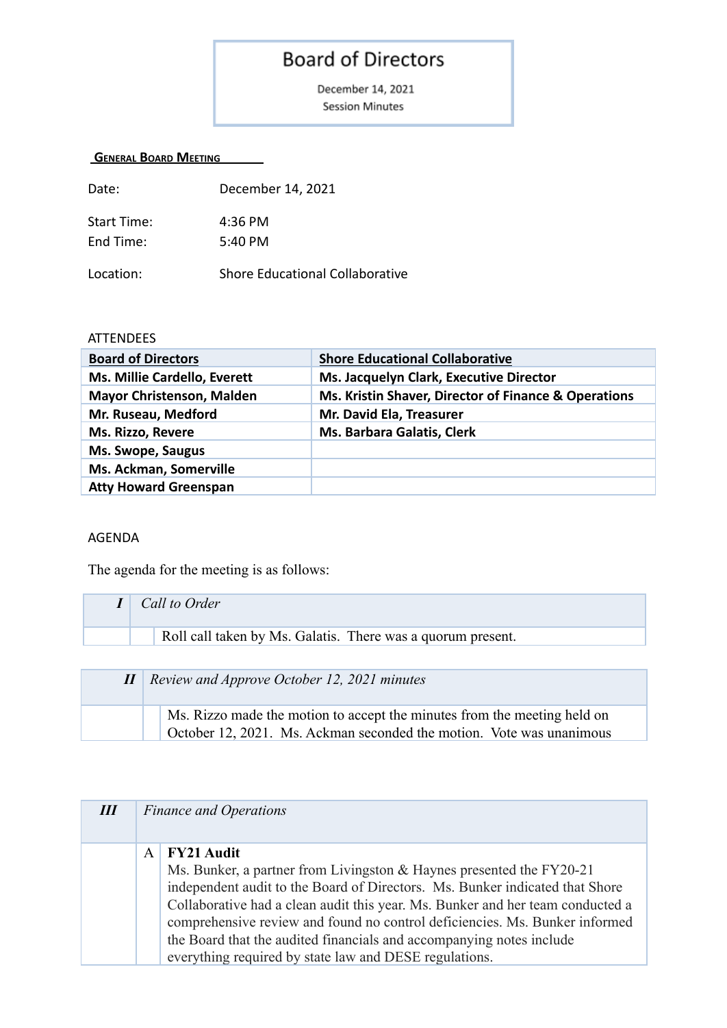# Board of Directors

December 14, 2021
Session Minutes

**General Board Meeting**

Date: December 14, 2021

Start Time: 4:36 PM
End Time: 5:40 PM

Location: Shore Educational Collaborative

ATTENDEES

| Board of Directors | Shore Educational Collaborative |
|---|---|
| Ms. Millie Cardello, Everett | Ms. Jacquelyn Clark, Executive Director |
| Mayor Christenson, Malden | Ms. Kristin Shaver, Director of Finance & Operations |
| Mr. Ruseau, Medford | Mr. David Ela, Treasurer |
| Ms. Rizzo, Revere | Ms. Barbara Galatis, Clerk |
| Ms. Swope, Saugus | |
| Ms. Ackman, Somerville | |
| Atty Howard Greenspan | |

AGENDA

The agenda for the meeting is as follows:

| ***I*** | *Call to Order* |
|---|---|
| | Roll call taken by Ms. Galatis. There was a quorum present. |

| ***II*** | *Review and Approve October 12, 2021 minutes* |
|---|---|
| | Ms. Rizzo made the motion to accept the minutes from the meeting held on October 12, 2021. Ms. Ackman seconded the motion. Vote was unanimous |

| ***III*** | | *Finance and Operations* |
|---|---|---|
| | A | **FY21 Audit** Ms. Bunker, a partner from Livingston & Haynes presented the FY20-21 independent audit to the Board of Directors. Ms. Bunker indicated that Shore Collaborative had a clean audit this year. Ms. Bunker and her team conducted a comprehensive review and found no control deficiencies. Ms. Bunker informed the Board that the audited financials and accompanying notes include everything required by state law and DESE regulations. |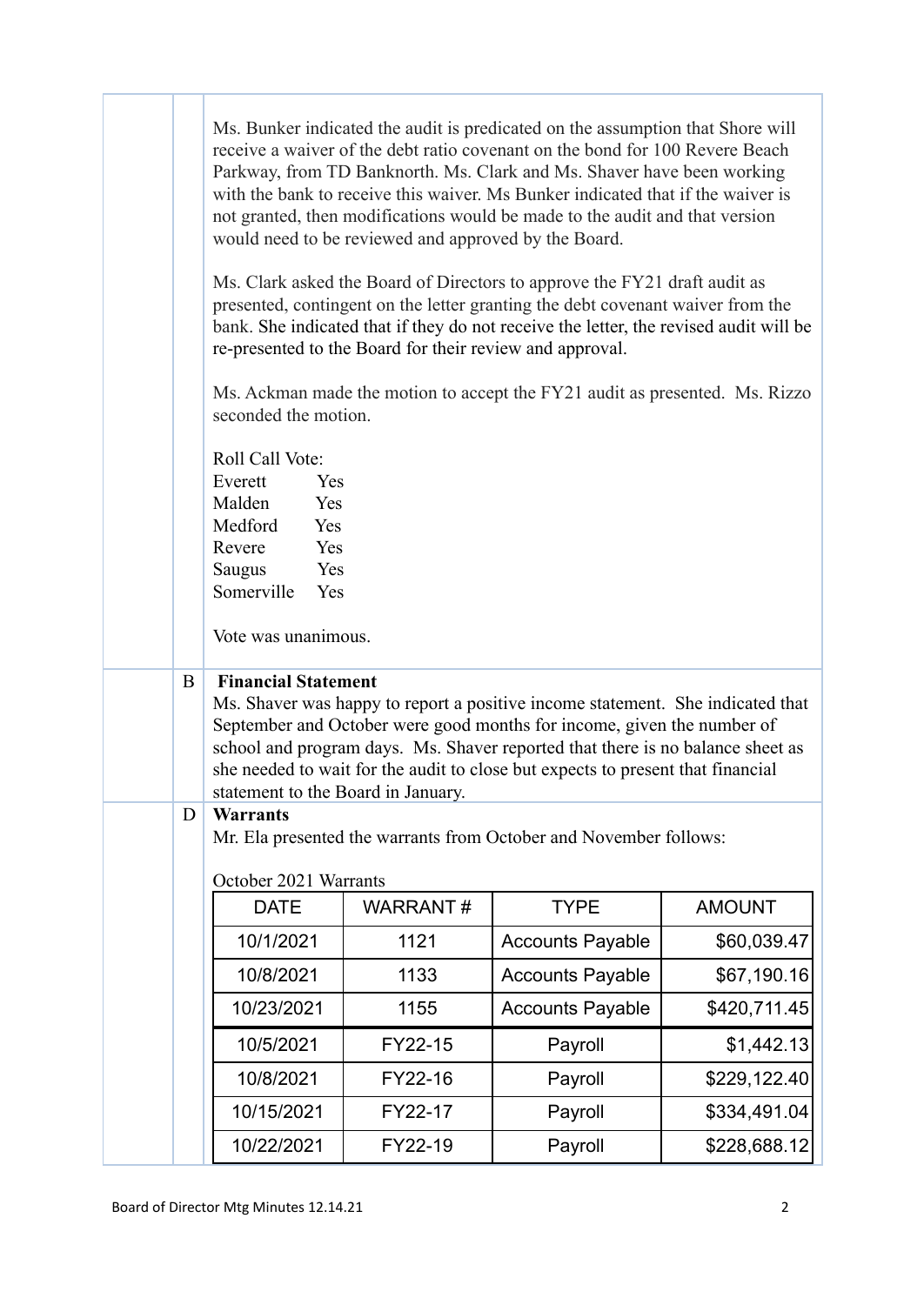Ms. Bunker indicated the audit is predicated on the assumption that Shore will receive a waiver of the debt ratio covenant on the bond for 100 Revere Beach Parkway, from TD Banknorth. Ms. Clark and Ms. Shaver have been working with the bank to receive this waiver. Ms Bunker indicated that if the waiver is not granted, then modifications would be made to the audit and that version would need to be reviewed and approved by the Board.

Ms. Clark asked the Board of Directors to approve the FY21 draft audit as presented, contingent on the letter granting the debt covenant waiver from the bank. She indicated that if they do not receive the letter, the revised audit will be re-presented to the Board for their review and approval.

Ms. Ackman made the motion to accept the FY21 audit as presented. Ms. Rizzo seconded the motion.

Roll Call Vote:
Everett Yes
Malden Yes
Medford Yes
Revere Yes
Saugus Yes
Somerville Yes

Vote was unanimous.

B **Financial Statement**

Ms. Shaver was happy to report a positive income statement. She indicated that September and October were good months for income, given the number of school and program days. Ms. Shaver reported that there is no balance sheet as she needed to wait for the audit to close but expects to present that financial statement to the Board in January.

D **Warrants**

Mr. Ela presented the warrants from October and November follows:

October 2021 Warrants

| DATE | WARRANT # | TYPE | AMOUNT |
|---|---|---|---|
| 10/1/2021 | 1121 | Accounts Payable | $60,039.47 |
| 10/8/2021 | 1133 | Accounts Payable | $67,190.16 |
| 10/23/2021 | 1155 | Accounts Payable | $420,711.45 |
| 10/5/2021 | FY22-15 | Payroll | $1,442.13 |
| 10/8/2021 | FY22-16 | Payroll | $229,122.40 |
| 10/15/2021 | FY22-17 | Payroll | $334,491.04 |
| 10/22/2021 | FY22-19 | Payroll | $228,688.12 |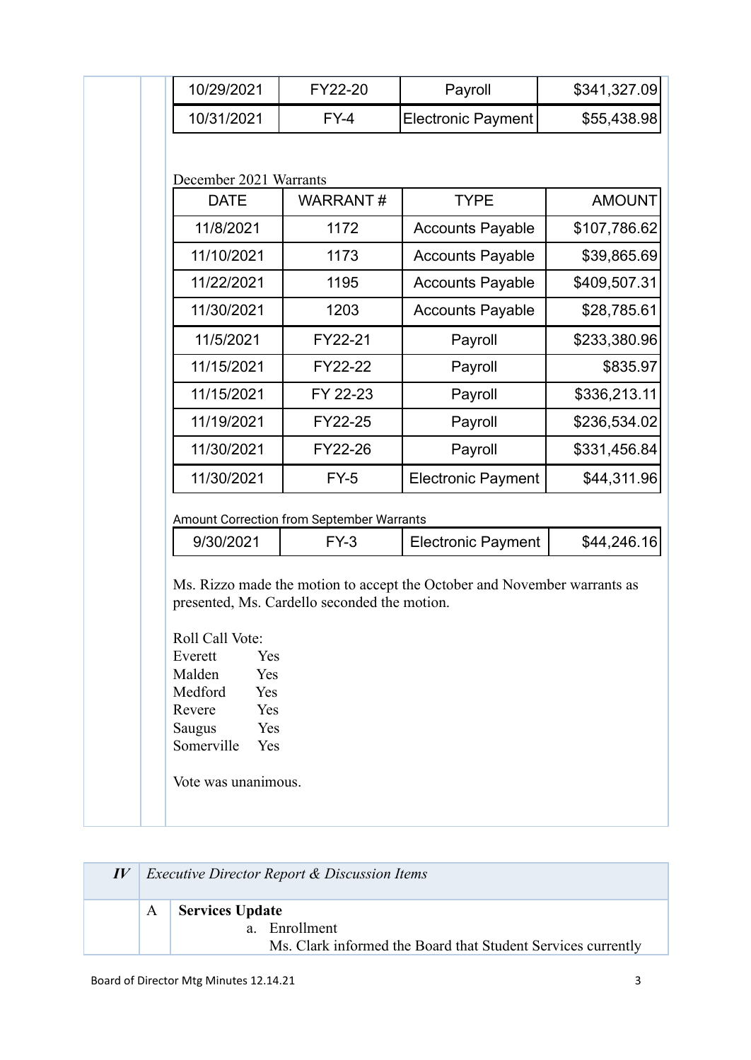| 10/29/2021 | FY22-20 | Payroll | $341,327.09 |
|---|---|---|---|
| 10/31/2021 | FY-4 | Electronic Payment | $55,438.98 |

December 2021 Warrants

| DATE | WARRANT # | TYPE | AMOUNT |
|---|---|---|---|
| 11/8/2021 | 1172 | Accounts Payable | $107,786.62 |
| 11/10/2021 | 1173 | Accounts Payable | $39,865.69 |
| 11/22/2021 | 1195 | Accounts Payable | $409,507.31 |
| 11/30/2021 | 1203 | Accounts Payable | $28,785.61 |
| 11/5/2021 | FY22-21 | Payroll | $233,380.96 |
| 11/15/2021 | FY22-22 | Payroll | $835.97 |
| 11/15/2021 | FY 22-23 | Payroll | $336,213.11 |
| 11/19/2021 | FY22-25 | Payroll | $236,534.02 |
| 11/30/2021 | FY22-26 | Payroll | $331,456.84 |
| 11/30/2021 | FY-5 | Electronic Payment | $44,311.96 |

Amount Correction from September Warrants

| 9/30/2021 | FY-3 | Electronic Payment | $44,246.16 |
|---|---|---|---|

Ms. Rizzo made the motion to accept the October and November warrants as presented, Ms. Cardello seconded the motion.

Roll Call Vote:
Everett Yes
Malden Yes
Medford Yes
Revere Yes
Saugus Yes
Somerville Yes

Vote was unanimous.

| IV | *Executive Director Report & Discussion Items* |
|---|---|

A **Services Update**

a. Enrollment
Ms. Clark informed the Board that Student Services currently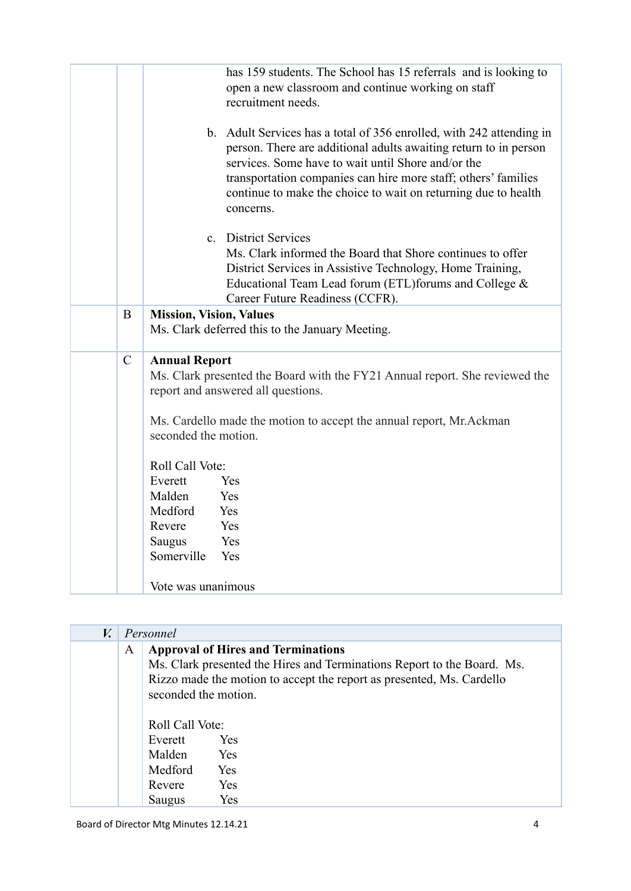|  |  |  |
|---|---|---|
|  |  | has 159 students. The School has 15 referrals and is looking to open a new classroom and continue working on staff recruitment needs.<br><br>b. Adult Services has a total of 356 enrolled, with 242 attending in person. There are additional adults awaiting return to in person services. Some have to wait until Shore and/or the transportation companies can hire more staff; others' families continue to make the choice to wait on returning due to health concerns.<br><br>c. District Services<br>Ms. Clark informed the Board that Shore continues to offer District Services in Assistive Technology, Home Training, Educational Team Lead forum (ETL)forums and College & Career Future Readiness (CCFR). |
|  | B | **Mission, Vision, Values**<br>Ms. Clark deferred this to the January Meeting. |
|  | C | **Annual Report**<br>Ms. Clark presented the Board with the FY21 Annual report. She reviewed the report and answered all questions.<br><br>Ms. Cardello made the motion to accept the annual report, Mr.Ackman seconded the motion.<br><br>Roll Call Vote:<br>Everett Yes<br>Malden Yes<br>Medford Yes<br>Revere Yes<br>Saugus Yes<br>Somerville Yes<br><br>Vote was unanimous |

| ***V.*** | *Personnel* |  |
|---|---|---|
|  | A | **Approval of Hires and Terminations**<br>Ms. Clark presented the Hires and Terminations Report to the Board. Ms. Rizzo made the motion to accept the report as presented, Ms. Cardello seconded the motion.<br><br>Roll Call Vote:<br>Everett Yes<br>Malden Yes<br>Medford Yes<br>Revere Yes<br>Saugus Yes |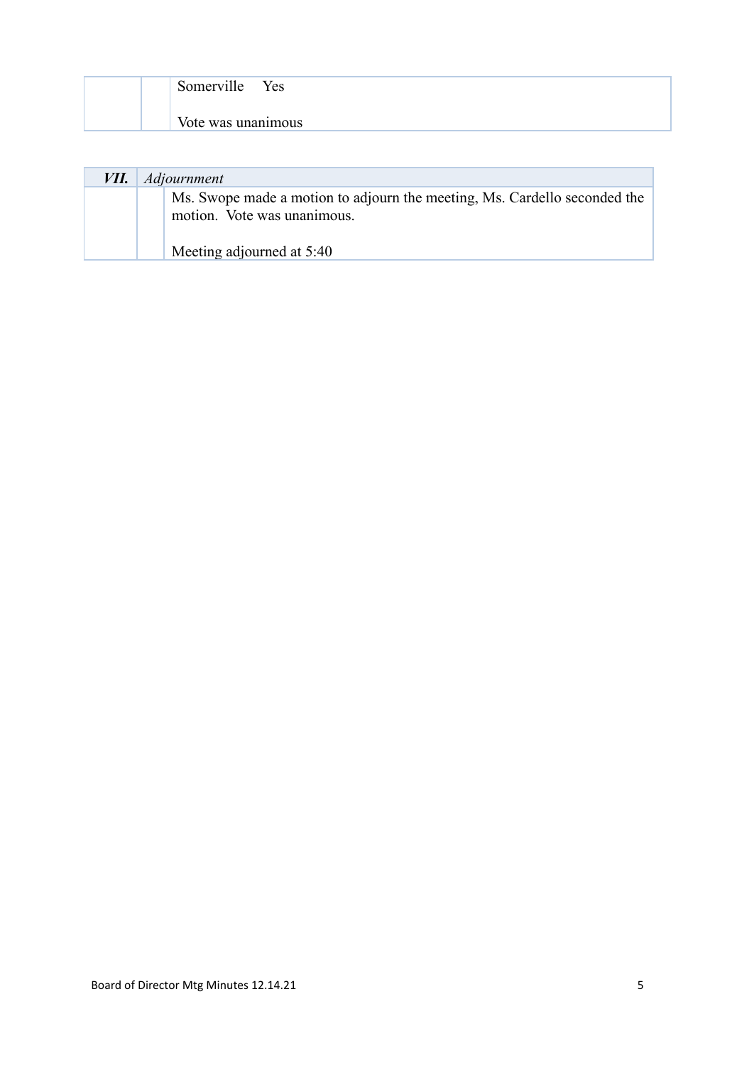| | | |
|---|---|---|
| | | Somerville Yes<br><br>Vote was unanimous |

| VII. | *Adjournment* | |
|---|---|---|
| | | Ms. Swope made a motion to adjourn the meeting, Ms. Cardello seconded the motion. Vote was unanimous.<br><br>Meeting adjourned at 5:40 |